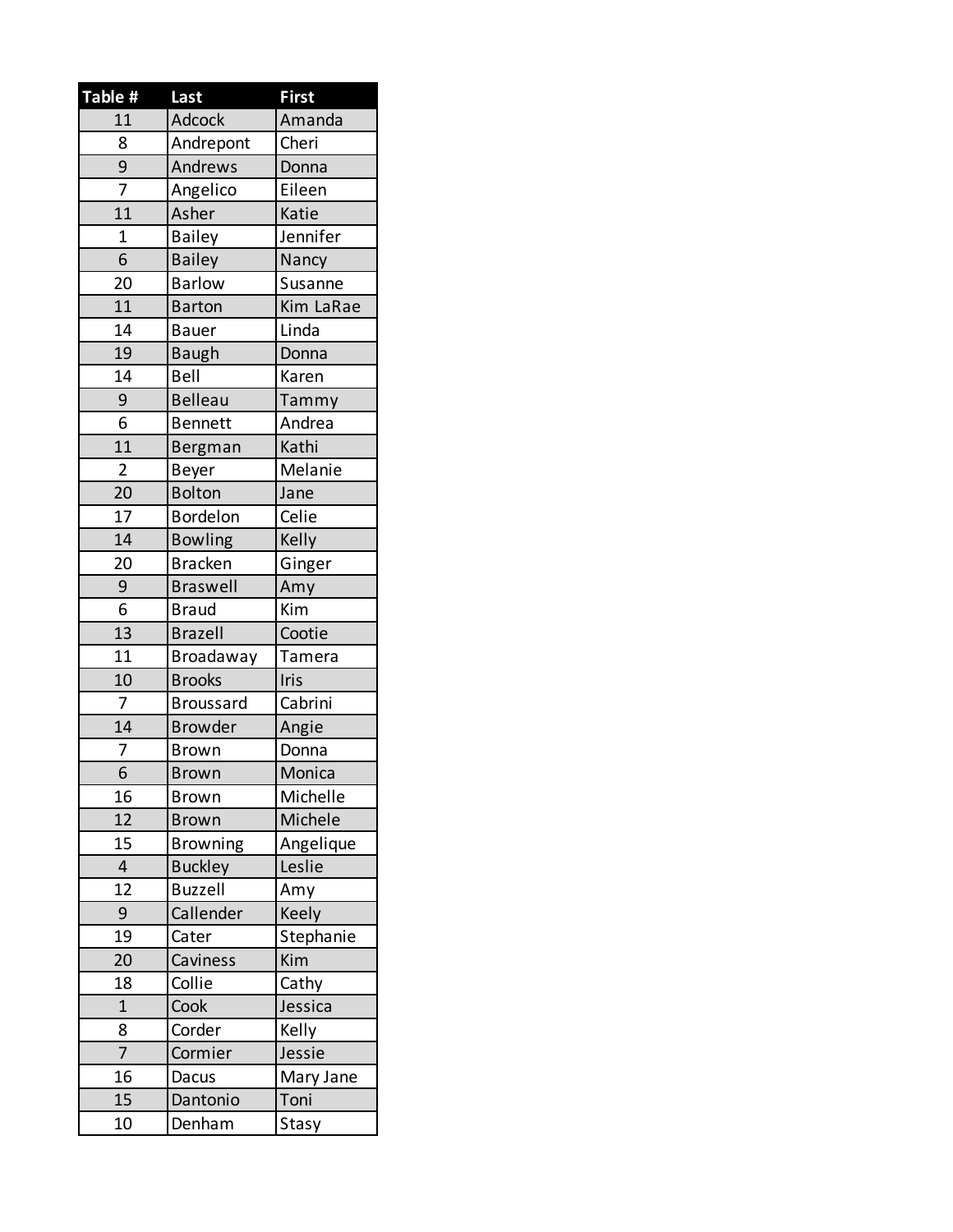| Table # | Last | First |
|---|---|---|
| 11 | Adcock | Amanda |
| 8 | Andrepont | Cheri |
| 9 | Andrews | Donna |
| 7 | Angelico | Eileen |
| 11 | Asher | Katie |
| 1 | Bailey | Jennifer |
| 6 | Bailey | Nancy |
| 20 | Barlow | Susanne |
| 11 | Barton | Kim LaRae |
| 14 | Bauer | Linda |
| 19 | Baugh | Donna |
| 14 | Bell | Karen |
| 9 | Belleau | Tammy |
| 6 | Bennett | Andrea |
| 11 | Bergman | Kathi |
| 2 | Beyer | Melanie |
| 20 | Bolton | Jane |
| 17 | Bordelon | Celie |
| 14 | Bowling | Kelly |
| 20 | Bracken | Ginger |
| 9 | Braswell | Amy |
| 6 | Braud | Kim |
| 13 | Brazell | Cootie |
| 11 | Broadaway | Tamera |
| 10 | Brooks | Iris |
| 7 | Broussard | Cabrini |
| 14 | Browder | Angie |
| 7 | Brown | Donna |
| 6 | Brown | Monica |
| 16 | Brown | Michelle |
| 12 | Brown | Michele |
| 15 | Browning | Angelique |
| 4 | Buckley | Leslie |
| 12 | Buzzell | Amy |
| 9 | Callender | Keely |
| 19 | Cater | Stephanie |
| 20 | Caviness | Kim |
| 18 | Collie | Cathy |
| 1 | Cook | Jessica |
| 8 | Corder | Kelly |
| 7 | Cormier | Jessie |
| 16 | Dacus | Mary Jane |
| 15 | Dantonio | Toni |
| 10 | Denham | Stasy |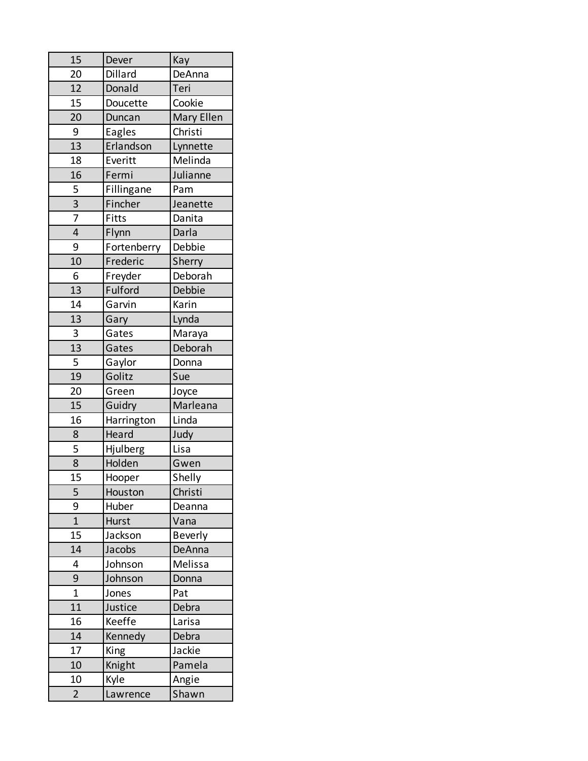| | | |
|---|---|---|
| 15 | Dever | Kay |
| 20 | Dillard | DeAnna |
| 12 | Donald | Teri |
| 15 | Doucette | Cookie |
| 20 | Duncan | Mary Ellen |
| 9 | Eagles | Christi |
| 13 | Erlandson | Lynnette |
| 18 | Everitt | Melinda |
| 16 | Fermi | Julianne |
| 5 | Fillingane | Pam |
| 3 | Fincher | Jeanette |
| 7 | Fitts | Danita |
| 4 | Flynn | Darla |
| 9 | Fortenberry | Debbie |
| 10 | Frederic | Sherry |
| 6 | Freyder | Deborah |
| 13 | Fulford | Debbie |
| 14 | Garvin | Karin |
| 13 | Gary | Lynda |
| 3 | Gates | Maraya |
| 13 | Gates | Deborah |
| 5 | Gaylor | Donna |
| 19 | Golitz | Sue |
| 20 | Green | Joyce |
| 15 | Guidry | Marleana |
| 16 | Harrington | Linda |
| 8 | Heard | Judy |
| 5 | Hjulberg | Lisa |
| 8 | Holden | Gwen |
| 15 | Hooper | Shelly |
| 5 | Houston | Christi |
| 9 | Huber | Deanna |
| 1 | Hurst | Vana |
| 15 | Jackson | Beverly |
| 14 | Jacobs | DeAnna |
| 4 | Johnson | Melissa |
| 9 | Johnson | Donna |
| 1 | Jones | Pat |
| 11 | Justice | Debra |
| 16 | Keeffe | Larisa |
| 14 | Kennedy | Debra |
| 17 | King | Jackie |
| 10 | Knight | Pamela |
| 10 | Kyle | Angie |
| 2 | Lawrence | Shawn |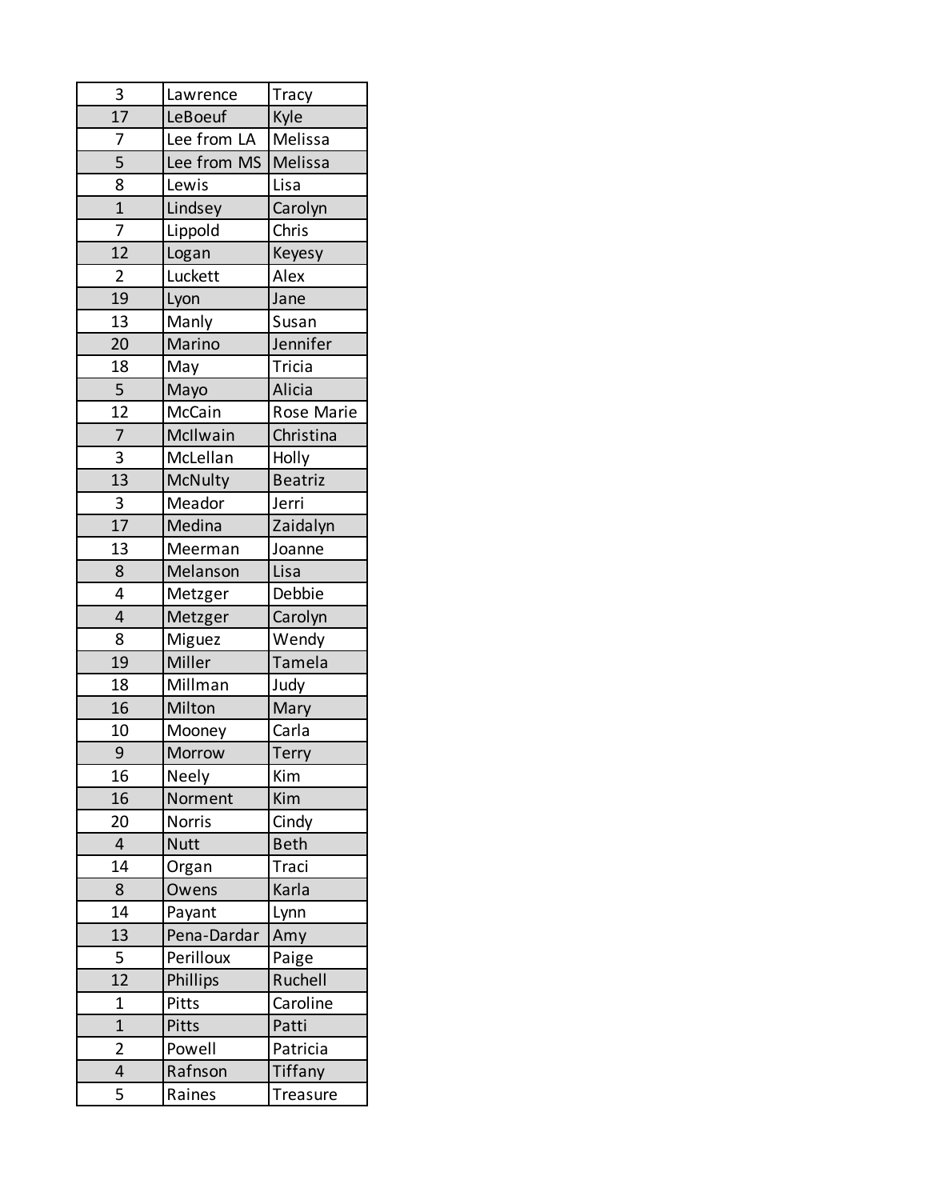| | | |
|---|---|---|
| 3 | Lawrence | Tracy |
| 17 | LeBoeuf | Kyle |
| 7 | Lee from LA | Melissa |
| 5 | Lee from MS | Melissa |
| 8 | Lewis | Lisa |
| 1 | Lindsey | Carolyn |
| 7 | Lippold | Chris |
| 12 | Logan | Keyesy |
| 2 | Luckett | Alex |
| 19 | Lyon | Jane |
| 13 | Manly | Susan |
| 20 | Marino | Jennifer |
| 18 | May | Tricia |
| 5 | Mayo | Alicia |
| 12 | McCain | Rose Marie |
| 7 | McIlwain | Christina |
| 3 | McLellan | Holly |
| 13 | McNulty | Beatriz |
| 3 | Meador | Jerri |
| 17 | Medina | Zaidalyn |
| 13 | Meerman | Joanne |
| 8 | Melanson | Lisa |
| 4 | Metzger | Debbie |
| 4 | Metzger | Carolyn |
| 8 | Miguez | Wendy |
| 19 | Miller | Tamela |
| 18 | Millman | Judy |
| 16 | Milton | Mary |
| 10 | Mooney | Carla |
| 9 | Morrow | Terry |
| 16 | Neely | Kim |
| 16 | Norment | Kim |
| 20 | Norris | Cindy |
| 4 | Nutt | Beth |
| 14 | Organ | Traci |
| 8 | Owens | Karla |
| 14 | Payant | Lynn |
| 13 | Pena-Dardar | Amy |
| 5 | Perilloux | Paige |
| 12 | Phillips | Ruchell |
| 1 | Pitts | Caroline |
| 1 | Pitts | Patti |
| 2 | Powell | Patricia |
| 4 | Rafnson | Tiffany |
| 5 | Raines | Treasure |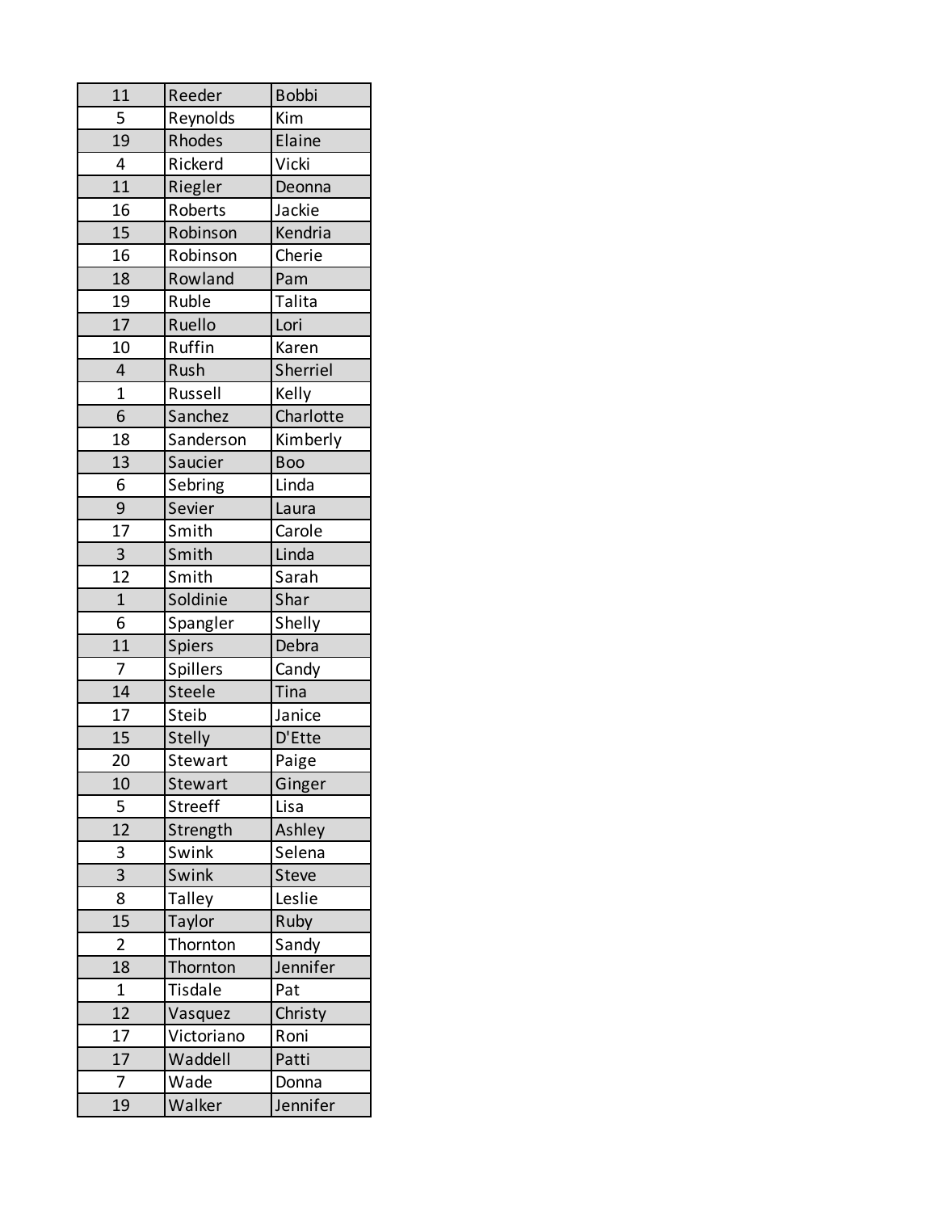| | | |
|---|---|---|
| 11 | Reeder | Bobbi |
| 5 | Reynolds | Kim |
| 19 | Rhodes | Elaine |
| 4 | Rickerd | Vicki |
| 11 | Riegler | Deonna |
| 16 | Roberts | Jackie |
| 15 | Robinson | Kendria |
| 16 | Robinson | Cherie |
| 18 | Rowland | Pam |
| 19 | Ruble | Talita |
| 17 | Ruello | Lori |
| 10 | Ruffin | Karen |
| 4 | Rush | Sherriel |
| 1 | Russell | Kelly |
| 6 | Sanchez | Charlotte |
| 18 | Sanderson | Kimberly |
| 13 | Saucier | Boo |
| 6 | Sebring | Linda |
| 9 | Sevier | Laura |
| 17 | Smith | Carole |
| 3 | Smith | Linda |
| 12 | Smith | Sarah |
| 1 | Soldinie | Shar |
| 6 | Spangler | Shelly |
| 11 | Spiers | Debra |
| 7 | Spillers | Candy |
| 14 | Steele | Tina |
| 17 | Steib | Janice |
| 15 | Stelly | D'Ette |
| 20 | Stewart | Paige |
| 10 | Stewart | Ginger |
| 5 | Streeff | Lisa |
| 12 | Strength | Ashley |
| 3 | Swink | Selena |
| 3 | Swink | Steve |
| 8 | Talley | Leslie |
| 15 | Taylor | Ruby |
| 2 | Thornton | Sandy |
| 18 | Thornton | Jennifer |
| 1 | Tisdale | Pat |
| 12 | Vasquez | Christy |
| 17 | Victoriano | Roni |
| 17 | Waddell | Patti |
| 7 | Wade | Donna |
| 19 | Walker | Jennifer |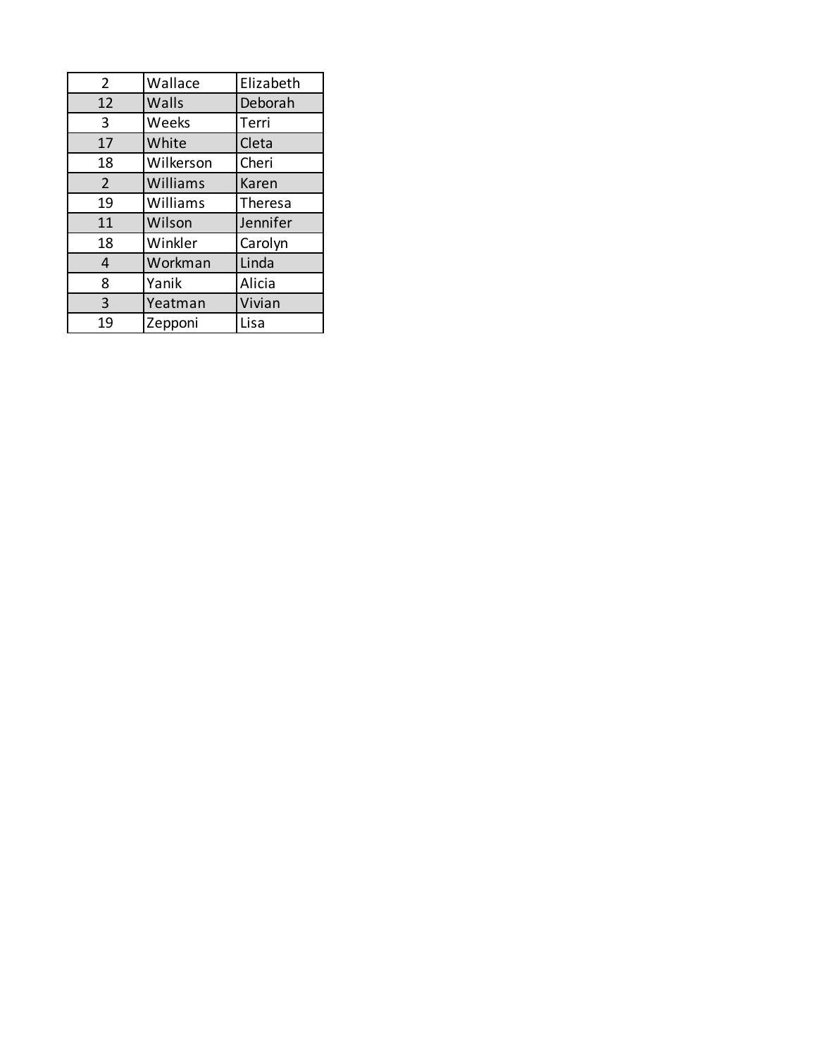| | | |
|---|---|---|
| 2 | Wallace | Elizabeth |
| 12 | Walls | Deborah |
| 3 | Weeks | Terri |
| 17 | White | Cleta |
| 18 | Wilkerson | Cheri |
| 2 | Williams | Karen |
| 19 | Williams | Theresa |
| 11 | Wilson | Jennifer |
| 18 | Winkler | Carolyn |
| 4 | Workman | Linda |
| 8 | Yanik | Alicia |
| 3 | Yeatman | Vivian |
| 19 | Zepponi | Lisa |